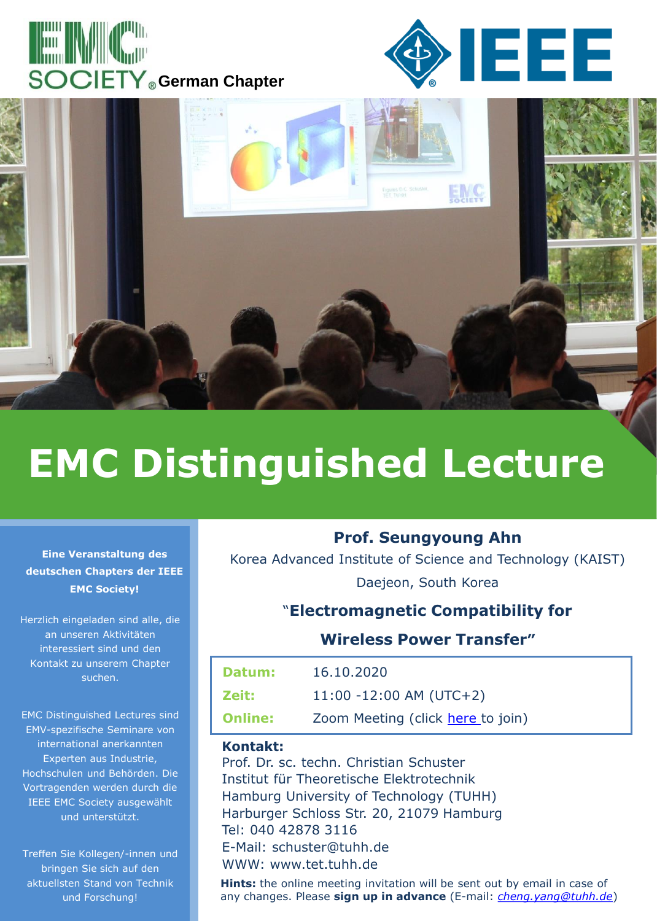EMC SOCIETY German Chapter

IEEE

# EMC Distinguished Lecture

**Eine Veranstaltung des deutschen Chapters der IEEE EMC Society!**

Herzlich eingeladen sind alle, die an unseren Aktivitäten interessiert sind und den Kontakt zu unserem Chapter suchen.

EMC Distinguished Lectures sind EMV-spezifische Seminare von international anerkannten Experten aus Industrie, Hochschulen und Behörden. Die Vortragenden werden durch die IEEE EMC Society ausgewählt und unterstützt.

Treffen Sie Kollegen/-innen und bringen Sie sich auf den aktuellsten Stand von Technik und Forschung!

## Prof. Seungyoung Ahn

Korea Advanced Institute of Science and Technology (KAIST)

Daejeon, South Korea

### "Electromagnetic Compatibility for Wireless Power Transfer"

| | |
|---|---|
| **Datum:** | 16.10.2020 |
| **Zeit:** | 11:00 -12:00 AM (UTC+2) |
| **Online:** | Zoom Meeting (click here to join) |

**Kontakt:**
Prof. Dr. sc. techn. Christian Schuster
Institut für Theoretische Elektrotechnik
Hamburg University of Technology (TUHH)
Harburger Schloss Str. 20, 21079 Hamburg
Tel: 040 42878 3116
E-Mail: schuster@tuhh.de
WWW: www.tet.tuhh.de

**Hints:** the online meeting invitation will be sent out by email in case of any changes. Please **sign up in advance** (E-mail: *cheng.yang@tuhh.de*)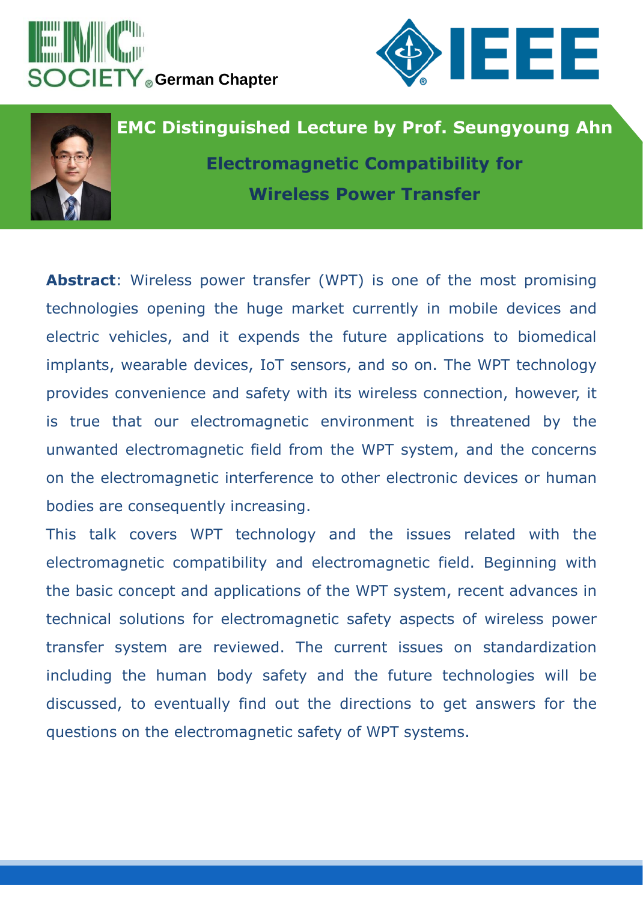EMC SOCIETY German Chapter

IEEE

# EMC Distinguished Lecture by Prof. Seungyoung Ahn

## Electromagnetic Compatibility for Wireless Power Transfer

**Abstract**: Wireless power transfer (WPT) is one of the most promising technologies opening the huge market currently in mobile devices and electric vehicles, and it expends the future applications to biomedical implants, wearable devices, IoT sensors, and so on. The WPT technology provides convenience and safety with its wireless connection, however, it is true that our electromagnetic environment is threatened by the unwanted electromagnetic field from the WPT system, and the concerns on the electromagnetic interference to other electronic devices or human bodies are consequently increasing.

This talk covers WPT technology and the issues related with the electromagnetic compatibility and electromagnetic field. Beginning with the basic concept and applications of the WPT system, recent advances in technical solutions for electromagnetic safety aspects of wireless power transfer system are reviewed. The current issues on standardization including the human body safety and the future technologies will be discussed, to eventually find out the directions to get answers for the questions on the electromagnetic safety of WPT systems.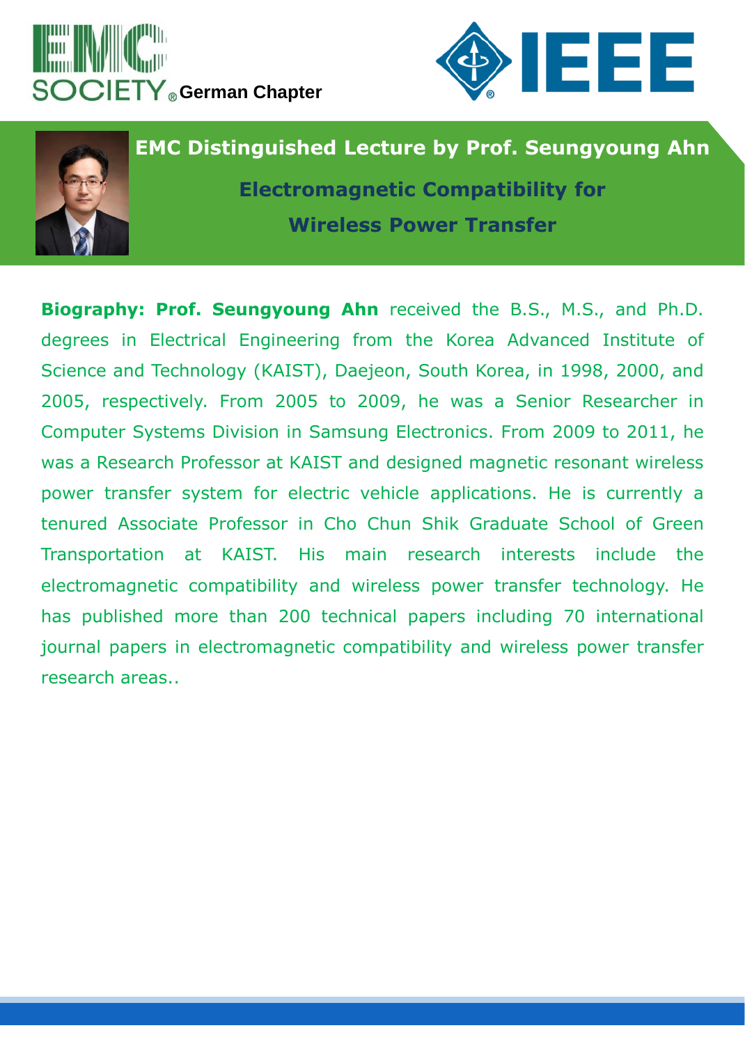EMC SOCIETY German Chapter

IEEE

# EMC Distinguished Lecture by Prof. Seungyoung Ahn

## Electromagnetic Compatibility for Wireless Power Transfer

**Biography: Prof. Seungyoung Ahn** received the B.S., M.S., and Ph.D. degrees in Electrical Engineering from the Korea Advanced Institute of Science and Technology (KAIST), Daejeon, South Korea, in 1998, 2000, and 2005, respectively. From 2005 to 2009, he was a Senior Researcher in Computer Systems Division in Samsung Electronics. From 2009 to 2011, he was a Research Professor at KAIST and designed magnetic resonant wireless power transfer system for electric vehicle applications. He is currently a tenured Associate Professor in Cho Chun Shik Graduate School of Green Transportation at KAIST. His main research interests include the electromagnetic compatibility and wireless power transfer technology. He has published more than 200 technical papers including 70 international journal papers in electromagnetic compatibility and wireless power transfer research areas..